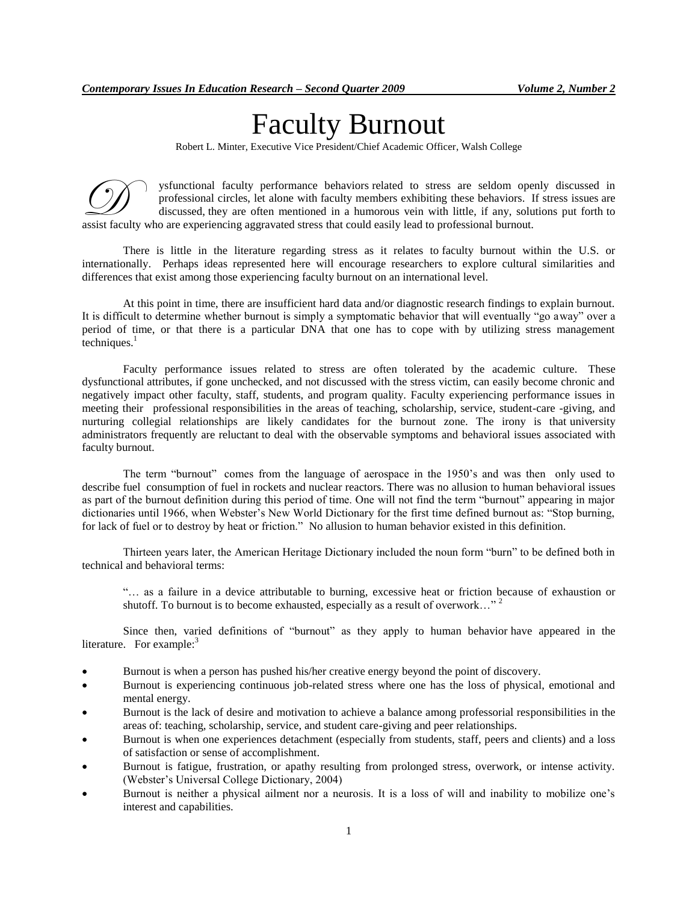# Faculty Burnout

Robert L. Minter, Executive Vice President/Chief Academic Officer, Walsh College

Dysfunctional faculty performance behaviors related to stress are seldom openly discussed in professional circles, let alone with faculty members exhibiting these behaviors. If stress issues are discussed, they are often mentioned in a humorous vein with little, if any, solutions put forth to assist faculty who are experiencing aggravated stress that could easily lead to professional burnout.

There is little in the literature regarding stress as it relates to faculty burnout within the U.S. or internationally. Perhaps ideas represented here will encourage researchers to explore cultural similarities and differences that exist among those experiencing faculty burnout on an international level.

At this point in time, there are insufficient hard data and/or diagnostic research findings to explain burnout. It is difficult to determine whether burnout is simply a symptomatic behavior that will eventually "go away" over a period of time, or that there is a particular DNA that one has to cope with by utilizing stress management techniques.[1]

Faculty performance issues related to stress are often tolerated by the academic culture. These dysfunctional attributes, if gone unchecked, and not discussed with the stress victim, can easily become chronic and negatively impact other faculty, staff, students, and program quality. Faculty experiencing performance issues in meeting their professional responsibilities in the areas of teaching, scholarship, service, student-care -giving, and nurturing collegial relationships are likely candidates for the burnout zone. The irony is that university administrators frequently are reluctant to deal with the observable symptoms and behavioral issues associated with faculty burnout.

The term "burnout" comes from the language of aerospace in the 1950's and was then only used to describe fuel consumption of fuel in rockets and nuclear reactors. There was no allusion to human behavioral issues as part of the burnout definition during this period of time. One will not find the term "burnout" appearing in major dictionaries until 1966, when Webster's New World Dictionary for the first time defined burnout as: "Stop burning, for lack of fuel or to destroy by heat or friction." No allusion to human behavior existed in this definition.

Thirteen years later, the American Heritage Dictionary included the noun form "burn" to be defined both in technical and behavioral terms:

> "… as a failure in a device attributable to burning, excessive heat or friction because of exhaustion or shutoff. To burnout is to become exhausted, especially as a result of overwork…"[2]

Since then, varied definitions of "burnout" as they apply to human behavior have appeared in the literature. For example:[3]

- Burnout is when a person has pushed his/her creative energy beyond the point of discovery.
- Burnout is experiencing continuous job-related stress where one has the loss of physical, emotional and mental energy.
- Burnout is the lack of desire and motivation to achieve a balance among professorial responsibilities in the areas of: teaching, scholarship, service, and student care-giving and peer relationships.
- Burnout is when one experiences detachment (especially from students, staff, peers and clients) and a loss of satisfaction or sense of accomplishment.
- Burnout is fatigue, frustration, or apathy resulting from prolonged stress, overwork, or intense activity. (Webster's Universal College Dictionary, 2004)
- Burnout is neither a physical ailment nor a neurosis. It is a loss of will and inability to mobilize one's interest and capabilities.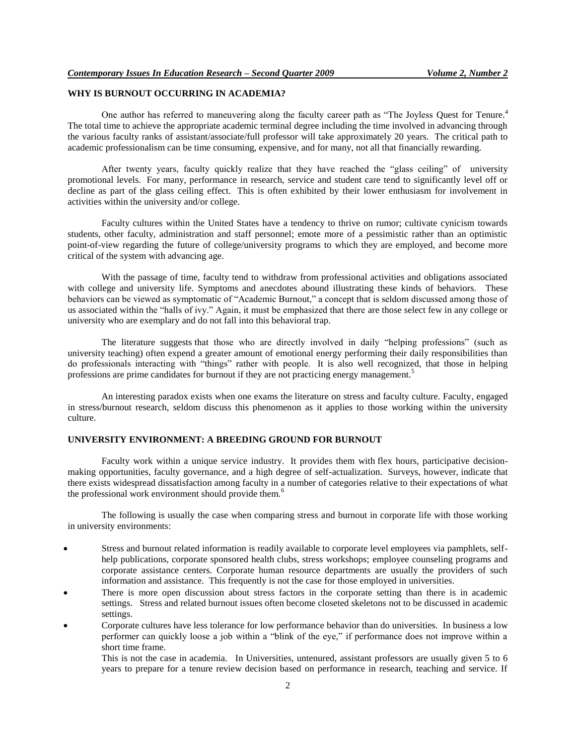## WHY IS BURNOUT OCCURRING IN ACADEMIA?

One author has referred to maneuvering along the faculty career path as "The Joyless Quest for Tenure.[4] The total time to achieve the appropriate academic terminal degree including the time involved in advancing through the various faculty ranks of assistant/associate/full professor will take approximately 20 years. The critical path to academic professionalism can be time consuming, expensive, and for many, not all that financially rewarding.

After twenty years, faculty quickly realize that they have reached the "glass ceiling" of university promotional levels. For many, performance in research, service and student care tend to significantly level off or decline as part of the glass ceiling effect. This is often exhibited by their lower enthusiasm for involvement in activities within the university and/or college.

Faculty cultures within the United States have a tendency to thrive on rumor; cultivate cynicism towards students, other faculty, administration and staff personnel; emote more of a pessimistic rather than an optimistic point-of-view regarding the future of college/university programs to which they are employed, and become more critical of the system with advancing age.

With the passage of time, faculty tend to withdraw from professional activities and obligations associated with college and university life. Symptoms and anecdotes abound illustrating these kinds of behaviors. These behaviors can be viewed as symptomatic of "Academic Burnout," a concept that is seldom discussed among those of us associated within the "halls of ivy." Again, it must be emphasized that there are those select few in any college or university who are exemplary and do not fall into this behavioral trap.

The literature suggests that those who are directly involved in daily "helping professions" (such as university teaching) often expend a greater amount of emotional energy performing their daily responsibilities than do professionals interacting with "things" rather with people. It is also well recognized, that those in helping professions are prime candidates for burnout if they are not practicing energy management.[5]

An interesting paradox exists when one exams the literature on stress and faculty culture. Faculty, engaged in stress/burnout research, seldom discuss this phenomenon as it applies to those working within the university culture.

## UNIVERSITY ENVIRONMENT: A BREEDING GROUND FOR BURNOUT

Faculty work within a unique service industry. It provides them with flex hours, participative decision-making opportunities, faculty governance, and a high degree of self-actualization. Surveys, however, indicate that there exists widespread dissatisfaction among faculty in a number of categories relative to their expectations of what the professional work environment should provide them.[6]

The following is usually the case when comparing stress and burnout in corporate life with those working in university environments:

- Stress and burnout related information is readily available to corporate level employees via pamphlets, self-help publications, corporate sponsored health clubs, stress workshops; employee counseling programs and corporate assistance centers. Corporate human resource departments are usually the providers of such information and assistance. This frequently is not the case for those employed in universities.
- There is more open discussion about stress factors in the corporate setting than there is in academic settings. Stress and related burnout issues often become closeted skeletons not to be discussed in academic settings.
- Corporate cultures have less tolerance for low performance behavior than do universities. In business a low performer can quickly loose a job within a "blink of the eye," if performance does not improve within a short time frame.

  This is not the case in academia. In Universities, untenured, assistant professors are usually given 5 to 6 years to prepare for a tenure review decision based on performance in research, teaching and service. If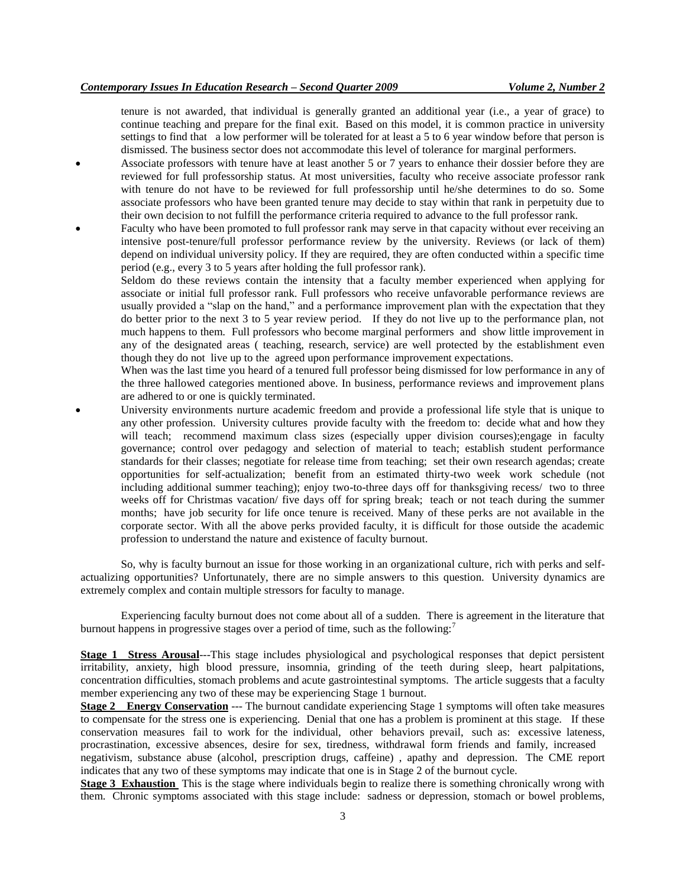tenure is not awarded, that individual is generally granted an additional year (i.e., a year of grace) to continue teaching and prepare for the final exit. Based on this model, it is common practice in university settings to find that a low performer will be tolerated for at least a 5 to 6 year window before that person is dismissed. The business sector does not accommodate this level of tolerance for marginal performers.

- Associate professors with tenure have at least another 5 or 7 years to enhance their dossier before they are reviewed for full professorship status. At most universities, faculty who receive associate professor rank with tenure do not have to be reviewed for full professorship until he/she determines to do so. Some associate professors who have been granted tenure may decide to stay within that rank in perpetuity due to their own decision to not fulfill the performance criteria required to advance to the full professor rank.
- Faculty who have been promoted to full professor rank may serve in that capacity without ever receiving an intensive post-tenure/full professor performance review by the university. Reviews (or lack of them) depend on individual university policy. If they are required, they are often conducted within a specific time period (e.g., every 3 to 5 years after holding the full professor rank).

  Seldom do these reviews contain the intensity that a faculty member experienced when applying for associate or initial full professor rank. Full professors who receive unfavorable performance reviews are usually provided a "slap on the hand," and a performance improvement plan with the expectation that they do better prior to the next 3 to 5 year review period. If they do not live up to the performance plan, not much happens to them. Full professors who become marginal performers and show little improvement in any of the designated areas ( teaching, research, service) are well protected by the establishment even though they do not live up to the agreed upon performance improvement expectations.

  When was the last time you heard of a tenured full professor being dismissed for low performance in any of the three hallowed categories mentioned above. In business, performance reviews and improvement plans are adhered to or one is quickly terminated.
- University environments nurture academic freedom and provide a professional life style that is unique to any other profession. University cultures provide faculty with the freedom to: decide what and how they will teach; recommend maximum class sizes (especially upper division courses);engage in faculty governance; control over pedagogy and selection of material to teach; establish student performance standards for their classes; negotiate for release time from teaching; set their own research agendas; create opportunities for self-actualization; benefit from an estimated thirty-two week work schedule (not including additional summer teaching); enjoy two-to-three days off for thanksgiving recess/ two to three weeks off for Christmas vacation/ five days off for spring break; teach or not teach during the summer months; have job security for life once tenure is received. Many of these perks are not available in the corporate sector. With all the above perks provided faculty, it is difficult for those outside the academic profession to understand the nature and existence of faculty burnout.

So, why is faculty burnout an issue for those working in an organizational culture, rich with perks and self-actualizing opportunities? Unfortunately, there are no simple answers to this question. University dynamics are extremely complex and contain multiple stressors for faculty to manage.

Experiencing faculty burnout does not come about all of a sudden. There is agreement in the literature that burnout happens in progressive stages over a period of time, such as the following:[7]

**Stage 1 Stress Arousal**---This stage includes physiological and psychological responses that depict persistent irritability, anxiety, high blood pressure, insomnia, grinding of the teeth during sleep, heart palpitations, concentration difficulties, stomach problems and acute gastrointestinal symptoms. The article suggests that a faculty member experiencing any two of these may be experiencing Stage 1 burnout.

**Stage 2 Energy Conservation** --- The burnout candidate experiencing Stage 1 symptoms will often take measures to compensate for the stress one is experiencing. Denial that one has a problem is prominent at this stage. If these conservation measures fail to work for the individual, other behaviors prevail, such as: excessive lateness, procrastination, excessive absences, desire for sex, tiredness, withdrawal form friends and family, increased negativism, substance abuse (alcohol, prescription drugs, caffeine) , apathy and depression. The CME report indicates that any two of these symptoms may indicate that one is in Stage 2 of the burnout cycle.

**Stage 3 Exhaustion** This is the stage where individuals begin to realize there is something chronically wrong with them. Chronic symptoms associated with this stage include: sadness or depression, stomach or bowel problems,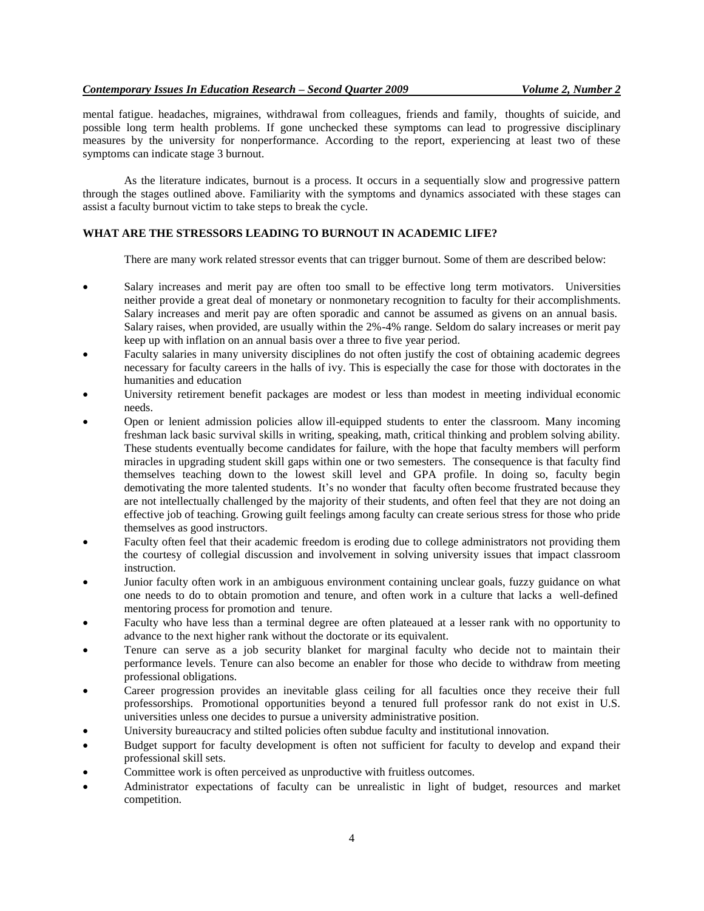mental fatigue. headaches, migraines, withdrawal from colleagues, friends and family, thoughts of suicide, and possible long term health problems. If gone unchecked these symptoms can lead to progressive disciplinary measures by the university for nonperformance. According to the report, experiencing at least two of these symptoms can indicate stage 3 burnout.

As the literature indicates, burnout is a process. It occurs in a sequentially slow and progressive pattern through the stages outlined above. Familiarity with the symptoms and dynamics associated with these stages can assist a faculty burnout victim to take steps to break the cycle.

## WHAT ARE THE STRESSORS LEADING TO BURNOUT IN ACADEMIC LIFE?

There are many work related stressor events that can trigger burnout. Some of them are described below:

- Salary increases and merit pay are often too small to be effective long term motivators. Universities neither provide a great deal of monetary or nonmonetary recognition to faculty for their accomplishments. Salary increases and merit pay are often sporadic and cannot be assumed as givens on an annual basis. Salary raises, when provided, are usually within the 2%-4% range. Seldom do salary increases or merit pay keep up with inflation on an annual basis over a three to five year period.
- Faculty salaries in many university disciplines do not often justify the cost of obtaining academic degrees necessary for faculty careers in the halls of ivy. This is especially the case for those with doctorates in the humanities and education
- University retirement benefit packages are modest or less than modest in meeting individual economic needs.
- Open or lenient admission policies allow ill-equipped students to enter the classroom. Many incoming freshman lack basic survival skills in writing, speaking, math, critical thinking and problem solving ability. These students eventually become candidates for failure, with the hope that faculty members will perform miracles in upgrading student skill gaps within one or two semesters. The consequence is that faculty find themselves teaching down to the lowest skill level and GPA profile. In doing so, faculty begin demotivating the more talented students. It's no wonder that faculty often become frustrated because they are not intellectually challenged by the majority of their students, and often feel that they are not doing an effective job of teaching. Growing guilt feelings among faculty can create serious stress for those who pride themselves as good instructors.
- Faculty often feel that their academic freedom is eroding due to college administrators not providing them the courtesy of collegial discussion and involvement in solving university issues that impact classroom instruction.
- Junior faculty often work in an ambiguous environment containing unclear goals, fuzzy guidance on what one needs to do to obtain promotion and tenure, and often work in a culture that lacks a well-defined mentoring process for promotion and tenure.
- Faculty who have less than a terminal degree are often plateaued at a lesser rank with no opportunity to advance to the next higher rank without the doctorate or its equivalent.
- Tenure can serve as a job security blanket for marginal faculty who decide not to maintain their performance levels. Tenure can also become an enabler for those who decide to withdraw from meeting professional obligations.
- Career progression provides an inevitable glass ceiling for all faculties once they receive their full professorships. Promotional opportunities beyond a tenured full professor rank do not exist in U.S. universities unless one decides to pursue a university administrative position.
- University bureaucracy and stilted policies often subdue faculty and institutional innovation.
- Budget support for faculty development is often not sufficient for faculty to develop and expand their professional skill sets.
- Committee work is often perceived as unproductive with fruitless outcomes.
- Administrator expectations of faculty can be unrealistic in light of budget, resources and market competition.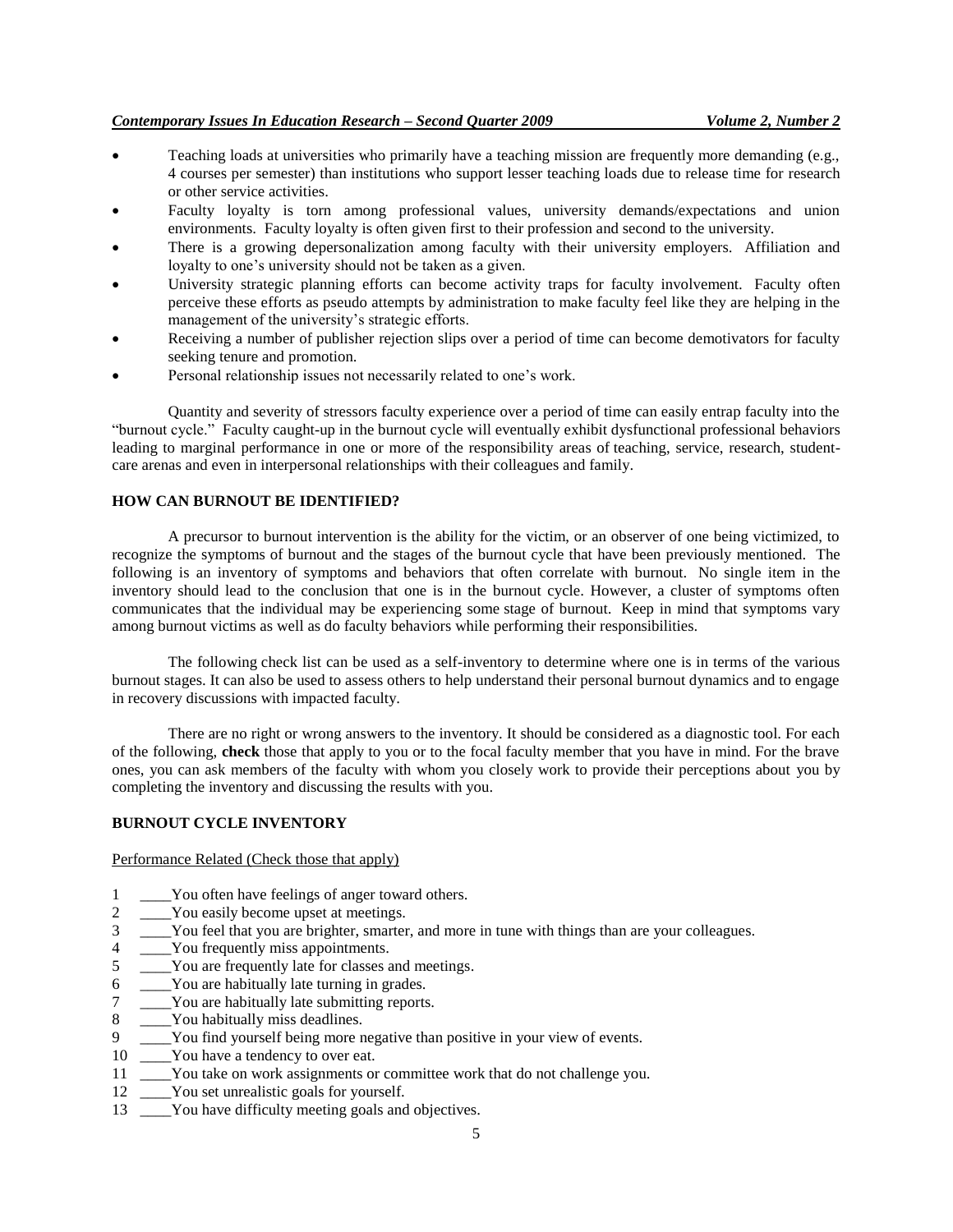- Teaching loads at universities who primarily have a teaching mission are frequently more demanding (e.g., 4 courses per semester) than institutions who support lesser teaching loads due to release time for research or other service activities.
- Faculty loyalty is torn among professional values, university demands/expectations and union environments. Faculty loyalty is often given first to their profession and second to the university.
- There is a growing depersonalization among faculty with their university employers. Affiliation and loyalty to one's university should not be taken as a given.
- University strategic planning efforts can become activity traps for faculty involvement. Faculty often perceive these efforts as pseudo attempts by administration to make faculty feel like they are helping in the management of the university's strategic efforts.
- Receiving a number of publisher rejection slips over a period of time can become demotivators for faculty seeking tenure and promotion.
- Personal relationship issues not necessarily related to one's work.

Quantity and severity of stressors faculty experience over a period of time can easily entrap faculty into the "burnout cycle." Faculty caught-up in the burnout cycle will eventually exhibit dysfunctional professional behaviors leading to marginal performance in one or more of the responsibility areas of teaching, service, research, student-care arenas and even in interpersonal relationships with their colleagues and family.

### HOW CAN BURNOUT BE IDENTIFIED?

A precursor to burnout intervention is the ability for the victim, or an observer of one being victimized, to recognize the symptoms of burnout and the stages of the burnout cycle that have been previously mentioned. The following is an inventory of symptoms and behaviors that often correlate with burnout. No single item in the inventory should lead to the conclusion that one is in the burnout cycle. However, a cluster of symptoms often communicates that the individual may be experiencing some stage of burnout. Keep in mind that symptoms vary among burnout victims as well as do faculty behaviors while performing their responsibilities.

The following check list can be used as a self-inventory to determine where one is in terms of the various burnout stages. It can also be used to assess others to help understand their personal burnout dynamics and to engage in recovery discussions with impacted faculty.

There are no right or wrong answers to the inventory. It should be considered as a diagnostic tool. For each of the following, **check** those that apply to you or to the focal faculty member that you have in mind. For the brave ones, you can ask members of the faculty with whom you closely work to provide their perceptions about you by completing the inventory and discussing the results with you.

### BURNOUT CYCLE INVENTORY

Performance Related (Check those that apply)

1 ____You often have feelings of anger toward others.
2 ____You easily become upset at meetings.
3 ____You feel that you are brighter, smarter, and more in tune with things than are your colleagues.
4 ____You frequently miss appointments.
5 ____You are frequently late for classes and meetings.
6 ____You are habitually late turning in grades.
7 ____You are habitually late submitting reports.
8 ____You habitually miss deadlines.
9 ____You find yourself being more negative than positive in your view of events.
10 ____You have a tendency to over eat.
11 ____You take on work assignments or committee work that do not challenge you.
12 ____You set unrealistic goals for yourself.
13 ____You have difficulty meeting goals and objectives.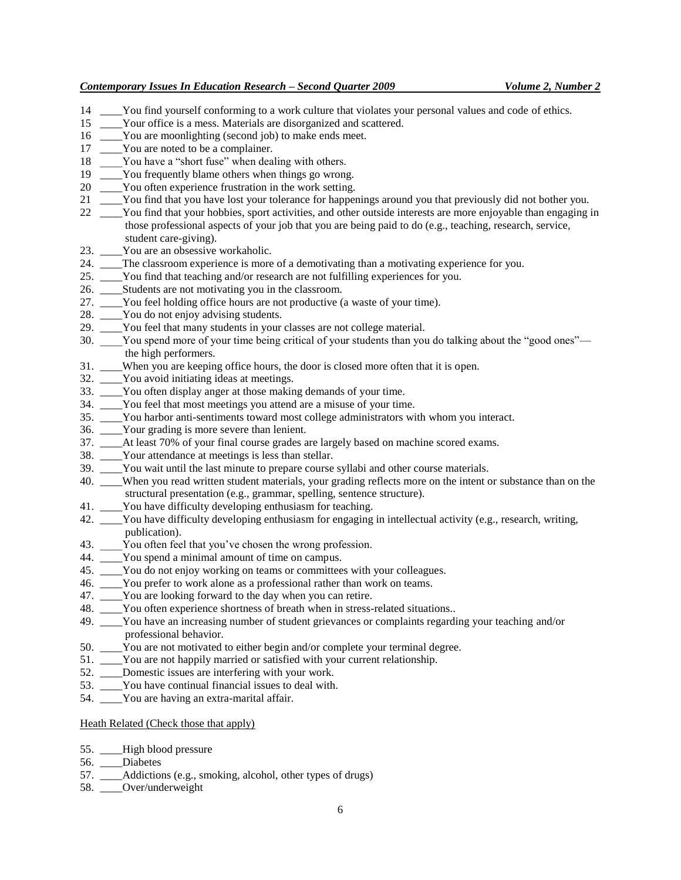14 \_\_\_\_You find yourself conforming to a work culture that violates your personal values and code of ethics.
15 \_\_\_\_Your office is a mess. Materials are disorganized and scattered.
16 \_\_\_\_You are moonlighting (second job) to make ends meet.
17 \_\_\_\_You are noted to be a complainer.
18 \_\_\_\_You have a "short fuse" when dealing with others.
19 \_\_\_\_You frequently blame others when things go wrong.
20 \_\_\_\_You often experience frustration in the work setting.
21 \_\_\_\_You find that you have lost your tolerance for happenings around you that previously did not bother you.
22 \_\_\_\_You find that your hobbies, sport activities, and other outside interests are more enjoyable than engaging in those professional aspects of your job that you are being paid to do (e.g., teaching, research, service, student care-giving).
23. \_\_\_\_You are an obsessive workaholic.
24. \_\_\_\_The classroom experience is more of a demotivating than a motivating experience for you.
25. \_\_\_\_You find that teaching and/or research are not fulfilling experiences for you.
26. \_\_\_\_Students are not motivating you in the classroom.
27. \_\_\_\_You feel holding office hours are not productive (a waste of your time).
28. \_\_\_\_You do not enjoy advising students.
29. \_\_\_\_You feel that many students in your classes are not college material.
30. \_\_\_\_You spend more of your time being critical of your students than you do talking about the "good ones"— the high performers.
31. \_\_\_\_When you are keeping office hours, the door is closed more often that it is open.
32. \_\_\_\_You avoid initiating ideas at meetings.
33. \_\_\_\_You often display anger at those making demands of your time.
34. \_\_\_\_You feel that most meetings you attend are a misuse of your time.
35. \_\_\_\_You harbor anti-sentiments toward most college administrators with whom you interact.
36. \_\_\_\_Your grading is more severe than lenient.
37. \_\_\_\_At least 70% of your final course grades are largely based on machine scored exams.
38. \_\_\_\_Your attendance at meetings is less than stellar.
39. \_\_\_\_You wait until the last minute to prepare course syllabi and other course materials.
40. \_\_\_\_When you read written student materials, your grading reflects more on the intent or substance than on the structural presentation (e.g., grammar, spelling, sentence structure).
41. \_\_\_\_You have difficulty developing enthusiasm for teaching.
42. \_\_\_\_You have difficulty developing enthusiasm for engaging in intellectual activity (e.g., research, writing, publication).
43. \_\_\_\_You often feel that you've chosen the wrong profession.
44. \_\_\_\_You spend a minimal amount of time on campus.
45. \_\_\_\_You do not enjoy working on teams or committees with your colleagues.
46. \_\_\_\_You prefer to work alone as a professional rather than work on teams.
47. \_\_\_\_You are looking forward to the day when you can retire.
48. \_\_\_\_You often experience shortness of breath when in stress-related situations..
49. \_\_\_\_You have an increasing number of student grievances or complaints regarding your teaching and/or professional behavior.
50. \_\_\_\_You are not motivated to either begin and/or complete your terminal degree.
51. \_\_\_\_You are not happily married or satisfied with your current relationship.
52. \_\_\_\_Domestic issues are interfering with your work.
53. \_\_\_\_You have continual financial issues to deal with.
54. \_\_\_\_You are having an extra-marital affair.

<u>Heath Related (Check those that apply)</u>

55. \_\_\_\_High blood pressure
56. \_\_\_\_Diabetes
57. \_\_\_\_Addictions (e.g., smoking, alcohol, other types of drugs)
58. \_\_\_\_Over/underweight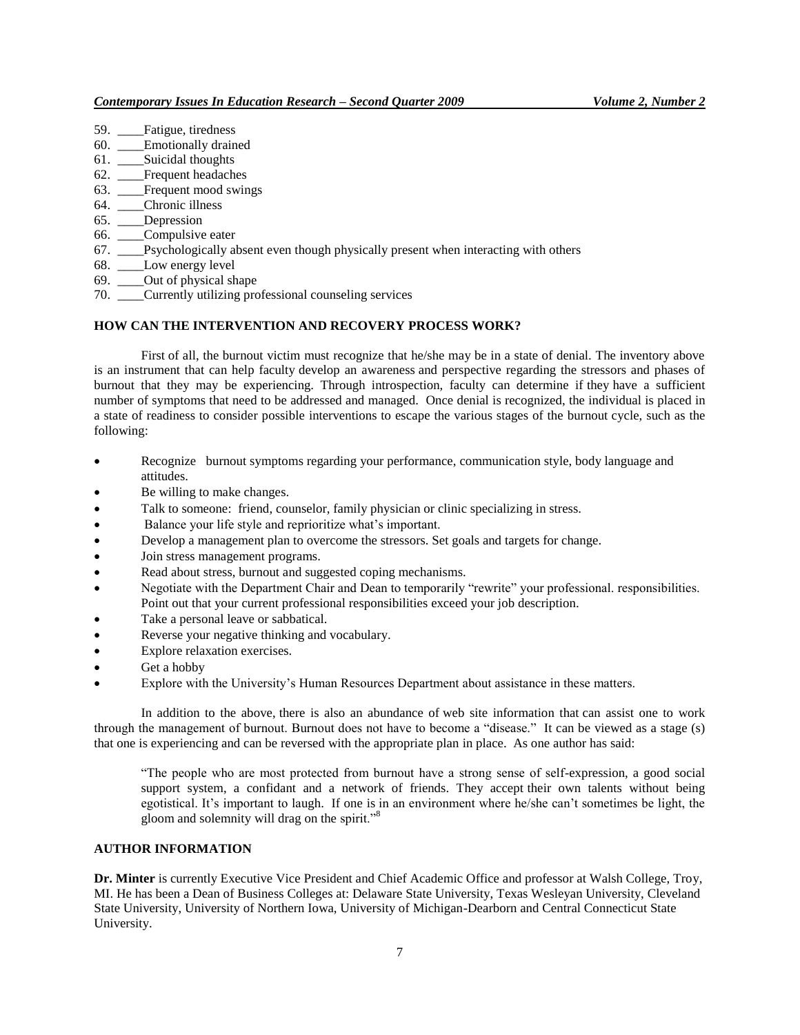59. ____Fatigue, tiredness
60. ____Emotionally drained
61. ____Suicidal thoughts
62. ____Frequent headaches
63. ____Frequent mood swings
64. ____Chronic illness
65. ____Depression
66. ____Compulsive eater
67. ____Psychologically absent even though physically present when interacting with others
68. ____Low energy level
69. ____Out of physical shape
70. ____Currently utilizing professional counseling services

## HOW CAN THE INTERVENTION AND RECOVERY PROCESS WORK?

First of all, the burnout victim must recognize that he/she may be in a state of denial. The inventory above is an instrument that can help faculty develop an awareness and perspective regarding the stressors and phases of burnout that they may be experiencing. Through introspection, faculty can determine if they have a sufficient number of symptoms that need to be addressed and managed. Once denial is recognized, the individual is placed in a state of readiness to consider possible interventions to escape the various stages of the burnout cycle, such as the following:

- Recognize burnout symptoms regarding your performance, communication style, body language and attitudes.
- Be willing to make changes.
- Talk to someone: friend, counselor, family physician or clinic specializing in stress.
- Balance your life style and reprioritize what's important.
- Develop a management plan to overcome the stressors. Set goals and targets for change.
- Join stress management programs.
- Read about stress, burnout and suggested coping mechanisms.
- Negotiate with the Department Chair and Dean to temporarily "rewrite" your professional. responsibilities. Point out that your current professional responsibilities exceed your job description.
- Take a personal leave or sabbatical.
- Reverse your negative thinking and vocabulary.
- Explore relaxation exercises.
- Get a hobby
- Explore with the University's Human Resources Department about assistance in these matters.

In addition to the above, there is also an abundance of web site information that can assist one to work through the management of burnout. Burnout does not have to become a "disease." It can be viewed as a stage (s) that one is experiencing and can be reversed with the appropriate plan in place. As one author has said:

> "The people who are most protected from burnout have a strong sense of self-expression, a good social support system, a confidant and a network of friends. They accept their own talents without being egotistical. It's important to laugh. If one is in an environment where he/she can't sometimes be light, the gloom and solemnity will drag on the spirit."[8]

## AUTHOR INFORMATION

**Dr. Minter** is currently Executive Vice President and Chief Academic Office and professor at Walsh College, Troy, MI. He has been a Dean of Business Colleges at: Delaware State University, Texas Wesleyan University, Cleveland State University, University of Northern Iowa, University of Michigan-Dearborn and Central Connecticut State University.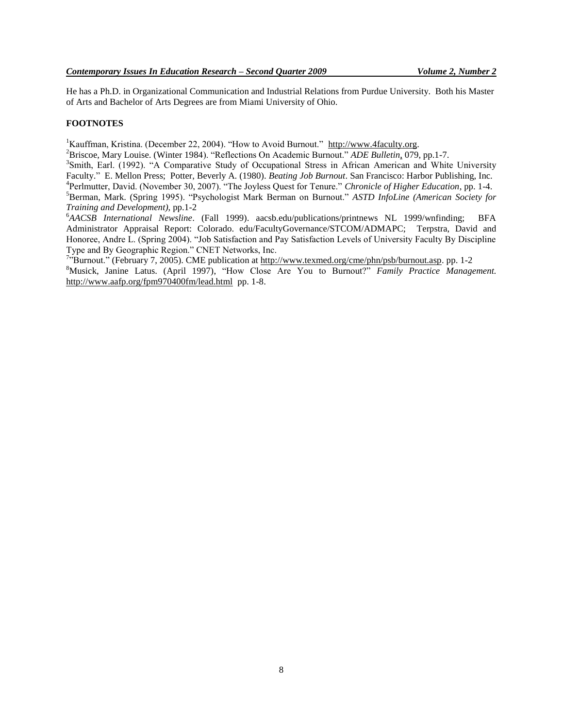He has a Ph.D. in Organizational Communication and Industrial Relations from Purdue University. Both his Master of Arts and Bachelor of Arts Degrees are from Miami University of Ohio.

**FOOTNOTES**

[1]Kauffman, Kristina. (December 22, 2004). "How to Avoid Burnout." http://www.4faculty.org.
[2]Briscoe, Mary Louise. (Winter 1984). "Reflections On Academic Burnout." *ADE Bulletin*, 079, pp.1-7.
[3]Smith, Earl. (1992). "A Comparative Study of Occupational Stress in African American and White University Faculty." E. Mellon Press; Potter, Beverly A. (1980). *Beating Job Burnout*. San Francisco: Harbor Publishing, Inc.
[4]Perlmutter, David. (November 30, 2007). "The Joyless Quest for Tenure." *Chronicle of Higher Education*, pp. 1-4.
[5]Berman, Mark. (Spring 1995). "Psychologist Mark Berman on Burnout." *ASTD InfoLine (American Society for Training and Development)*, pp.1-2
[6]*AACSB International Newsline*. (Fall 1999). aacsb.edu/publications/printnews NL 1999/wnfinding; BFA Administrator Appraisal Report: Colorado. edu/FacultyGovernance/STCOM/ADMAPC; Terpstra, David and Honoree, Andre L. (Spring 2004). "Job Satisfaction and Pay Satisfaction Levels of University Faculty By Discipline Type and By Geographic Region." CNET Networks, Inc.
[7]"Burnout." (February 7, 2005). CME publication at http://www.texmed.org/cme/phn/psb/burnout.asp. pp. 1-2
[8]Musick, Janine Latus. (April 1997), "How Close Are You to Burnout?" *Family Practice Management.* http://www.aafp.org/fpm970400fm/lead.html pp. 1-8.